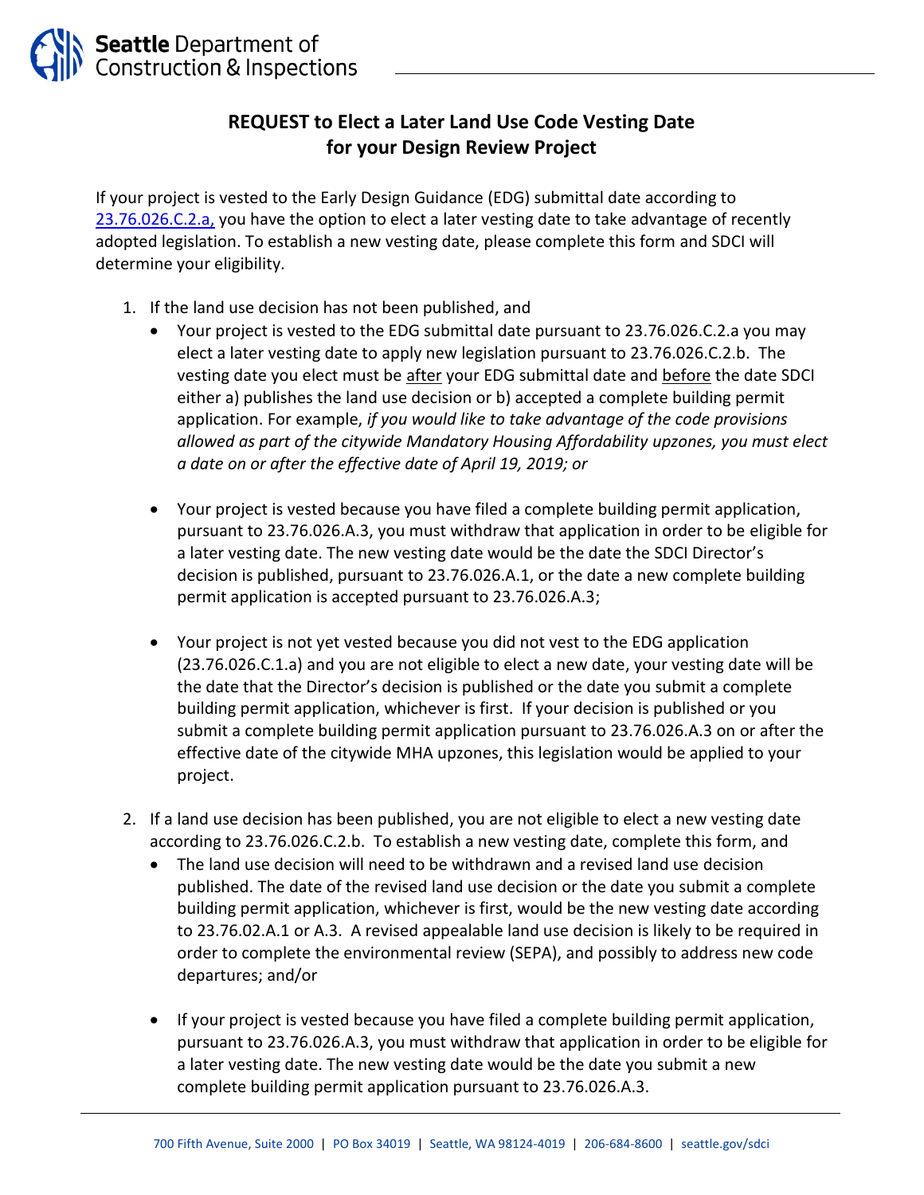# REQUEST to Elect a Later Land Use Code Vesting Date for your Design Review Project

If your project is vested to the Early Design Guidance (EDG) submittal date according to [23.76.026.C.2.a,](23.76.026.C.2.a) you have the option to elect a later vesting date to take advantage of recently adopted legislation. To establish a new vesting date, please complete this form and SDCI will determine your eligibility.

1. If the land use decision has not been published, and
   - Your project is vested to the EDG submittal date pursuant to 23.76.026.C.2.a you may elect a later vesting date to apply new legislation pursuant to 23.76.026.C.2.b. The vesting date you elect must be <u>after</u> your EDG submittal date and <u>before</u> the date SDCI either a) publishes the land use decision or b) accepted a complete building permit application. For example, *if you would like to take advantage of the code provisions allowed as part of the citywide Mandatory Housing Affordability upzones, you must elect a date on or after the effective date of April 19, 2019; or*

   - Your project is vested because you have filed a complete building permit application, pursuant to 23.76.026.A.3, you must withdraw that application in order to be eligible for a later vesting date. The new vesting date would be the date the SDCI Director's decision is published, pursuant to 23.76.026.A.1, or the date a new complete building permit application is accepted pursuant to 23.76.026.A.3;

   - Your project is not yet vested because you did not vest to the EDG application (23.76.026.C.1.a) and you are not eligible to elect a new date, your vesting date will be the date that the Director's decision is published or the date you submit a complete building permit application, whichever is first. If your decision is published or you submit a complete building permit application pursuant to 23.76.026.A.3 on or after the effective date of the citywide MHA upzones, this legislation would be applied to your project.

2. If a land use decision has been published, you are not eligible to elect a new vesting date according to 23.76.026.C.2.b. To establish a new vesting date, complete this form, and
   - The land use decision will need to be withdrawn and a revised land use decision published. The date of the revised land use decision or the date you submit a complete building permit application, whichever is first, would be the new vesting date according to 23.76.02.A.1 or A.3. A revised appealable land use decision is likely to be required in order to complete the environmental review (SEPA), and possibly to address new code departures; and/or

   - If your project is vested because you have filed a complete building permit application, pursuant to 23.76.026.A.3, you must withdraw that application in order to be eligible for a later vesting date. The new vesting date would be the date you submit a new complete building permit application pursuant to 23.76.026.A.3.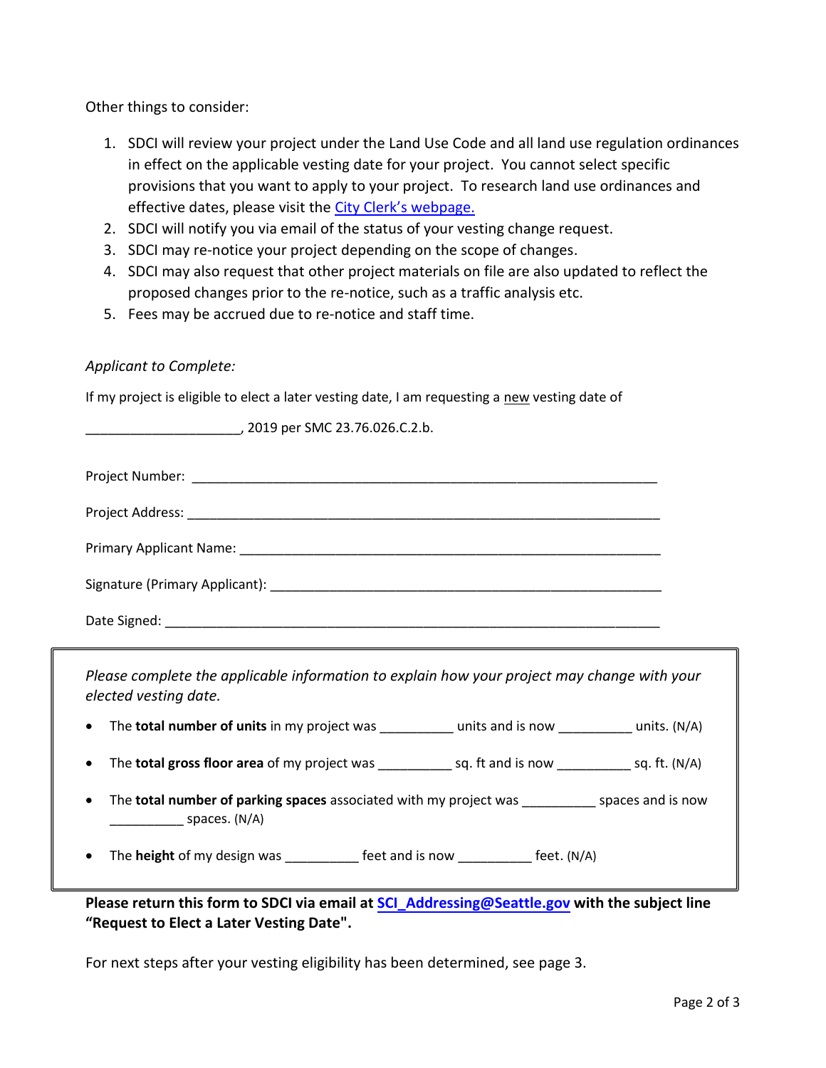Other things to consider:

1. SDCI will review your project under the Land Use Code and all land use regulation ordinances in effect on the applicable vesting date for your project. You cannot select specific provisions that you want to apply to your project. To research land use ordinances and effective dates, please visit the [City Clerk's webpage.]()
2. SDCI will notify you via email of the status of your vesting change request.
3. SDCI may re-notice your project depending on the scope of changes.
4. SDCI may also request that other project materials on file are also updated to reflect the proposed changes prior to the re-notice, such as a traffic analysis etc.
5. Fees may be accrued due to re-notice and staff time.

*Applicant to Complete:*

If my project is eligible to elect a later vesting date, I am requesting a <u>new</u> vesting date of

____________________, 2019 per SMC 23.76.026.C.2.b.

Project Number: ____________________________________________________________

Project Address: ____________________________________________________________

Primary Applicant Name: _____________________________________________________

Signature (Primary Applicant): _________________________________________________

Date Signed: _______________________________________________________________

*Please complete the applicable information to explain how your project may change with your elected vesting date.*

- The **total number of units** in my project was __________ units and is now __________ units. (N/A)
- The **total gross floor area** of my project was __________ sq. ft and is now __________ sq. ft. (N/A)
- The **total number of parking spaces** associated with my project was __________ spaces and is now __________ spaces. (N/A)
- The **height** of my design was __________ feet and is now __________ feet. (N/A)

**Please return this form to SDCI via email at [SCI_Addressing@Seattle.gov](mailto:SCI_Addressing@Seattle.gov) with the subject line "Request to Elect a Later Vesting Date".**

For next steps after your vesting eligibility has been determined, see page 3.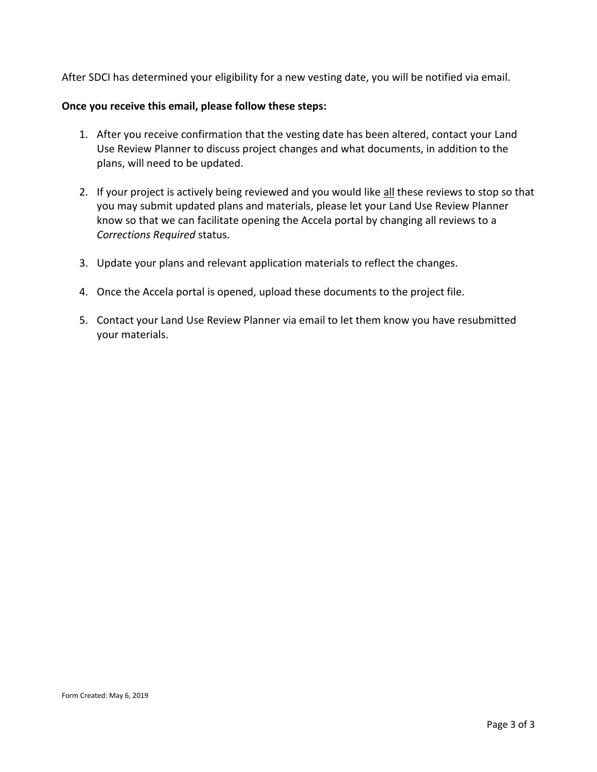After SDCI has determined your eligibility for a new vesting date, you will be notified via email.

**Once you receive this email, please follow these steps:**

1. After you receive confirmation that the vesting date has been altered, contact your Land Use Review Planner to discuss project changes and what documents, in addition to the plans, will need to be updated.

2. If your project is actively being reviewed and you would like <u>all</u> these reviews to stop so that you may submit updated plans and materials, please let your Land Use Review Planner know so that we can facilitate opening the Accela portal by changing all reviews to a *Corrections Required* status.

3. Update your plans and relevant application materials to reflect the changes.

4. Once the Accela portal is opened, upload these documents to the project file.

5. Contact your Land Use Review Planner via email to let them know you have resubmitted your materials.

Form Created: May 6, 2019